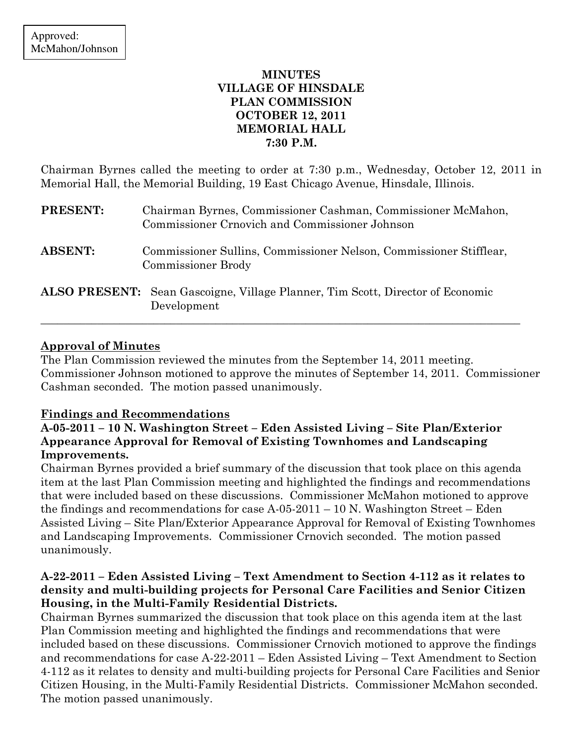Approved:
McMahon/Johnson

# MINUTES
# VILLAGE OF HINSDALE
# PLAN COMMISSION
# OCTOBER 12, 2011
# MEMORIAL HALL
# 7:30 P.M.

Chairman Byrnes called the meeting to order at 7:30 p.m., Wednesday, October 12, 2011 in Memorial Hall, the Memorial Building, 19 East Chicago Avenue, Hinsdale, Illinois.

**PRESENT:** Chairman Byrnes, Commissioner Cashman, Commissioner McMahon, Commissioner Crnovich and Commissioner Johnson

**ABSENT:** Commissioner Sullins, Commissioner Nelson, Commissioner Stifflear, Commissioner Brody

**ALSO PRESENT:** Sean Gascoigne, Village Planner, Tim Scott, Director of Economic Development

---

**Approval of Minutes**

The Plan Commission reviewed the minutes from the September 14, 2011 meeting. Commissioner Johnson motioned to approve the minutes of September 14, 2011. Commissioner Cashman seconded. The motion passed unanimously.

**Findings and Recommendations**

**A-05-2011 – 10 N. Washington Street – Eden Assisted Living – Site Plan/Exterior Appearance Approval for Removal of Existing Townhomes and Landscaping Improvements.**

Chairman Byrnes provided a brief summary of the discussion that took place on this agenda item at the last Plan Commission meeting and highlighted the findings and recommendations that were included based on these discussions. Commissioner McMahon motioned to approve the findings and recommendations for case A-05-2011 – 10 N. Washington Street – Eden Assisted Living – Site Plan/Exterior Appearance Approval for Removal of Existing Townhomes and Landscaping Improvements. Commissioner Crnovich seconded. The motion passed unanimously.

**A-22-2011 – Eden Assisted Living – Text Amendment to Section 4-112 as it relates to density and multi-building projects for Personal Care Facilities and Senior Citizen Housing, in the Multi-Family Residential Districts.**

Chairman Byrnes summarized the discussion that took place on this agenda item at the last Plan Commission meeting and highlighted the findings and recommendations that were included based on these discussions. Commissioner Crnovich motioned to approve the findings and recommendations for case A-22-2011 – Eden Assisted Living – Text Amendment to Section 4-112 as it relates to density and multi-building projects for Personal Care Facilities and Senior Citizen Housing, in the Multi-Family Residential Districts. Commissioner McMahon seconded. The motion passed unanimously.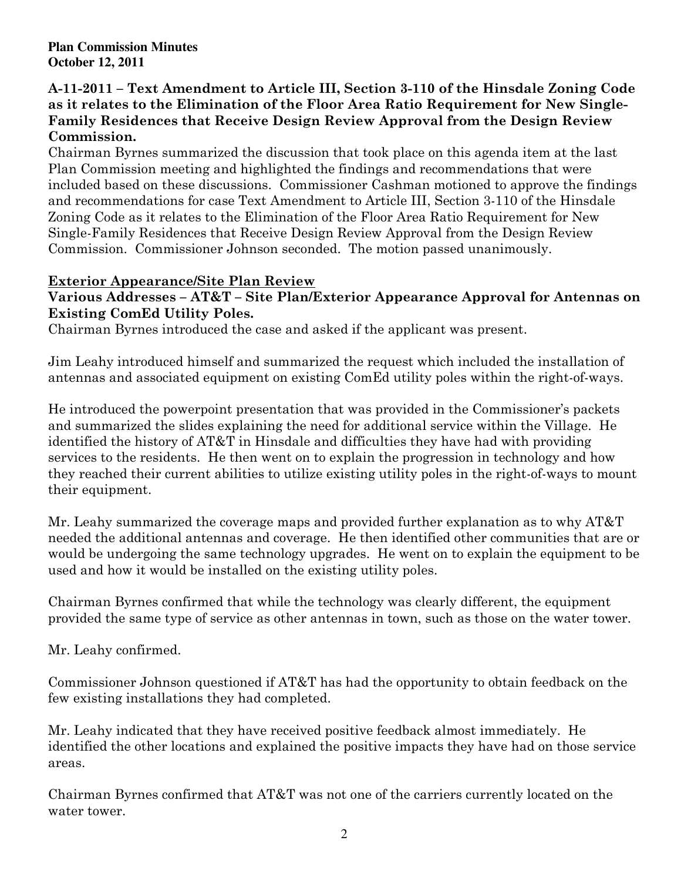**A-11-2011 – Text Amendment to Article III, Section 3-110 of the Hinsdale Zoning Code as it relates to the Elimination of the Floor Area Ratio Requirement for New Single-Family Residences that Receive Design Review Approval from the Design Review Commission.**

Chairman Byrnes summarized the discussion that took place on this agenda item at the last Plan Commission meeting and highlighted the findings and recommendations that were included based on these discussions. Commissioner Cashman motioned to approve the findings and recommendations for case Text Amendment to Article III, Section 3-110 of the Hinsdale Zoning Code as it relates to the Elimination of the Floor Area Ratio Requirement for New Single-Family Residences that Receive Design Review Approval from the Design Review Commission. Commissioner Johnson seconded. The motion passed unanimously.

**Exterior Appearance/Site Plan Review**

**Various Addresses – AT&T – Site Plan/Exterior Appearance Approval for Antennas on Existing ComEd Utility Poles.**

Chairman Byrnes introduced the case and asked if the applicant was present.

Jim Leahy introduced himself and summarized the request which included the installation of antennas and associated equipment on existing ComEd utility poles within the right-of-ways.

He introduced the powerpoint presentation that was provided in the Commissioner's packets and summarized the slides explaining the need for additional service within the Village. He identified the history of AT&T in Hinsdale and difficulties they have had with providing services to the residents. He then went on to explain the progression in technology and how they reached their current abilities to utilize existing utility poles in the right-of-ways to mount their equipment.

Mr. Leahy summarized the coverage maps and provided further explanation as to why AT&T needed the additional antennas and coverage. He then identified other communities that are or would be undergoing the same technology upgrades. He went on to explain the equipment to be used and how it would be installed on the existing utility poles.

Chairman Byrnes confirmed that while the technology was clearly different, the equipment provided the same type of service as other antennas in town, such as those on the water tower.

Mr. Leahy confirmed.

Commissioner Johnson questioned if AT&T has had the opportunity to obtain feedback on the few existing installations they had completed.

Mr. Leahy indicated that they have received positive feedback almost immediately. He identified the other locations and explained the positive impacts they have had on those service areas.

Chairman Byrnes confirmed that AT&T was not one of the carriers currently located on the water tower.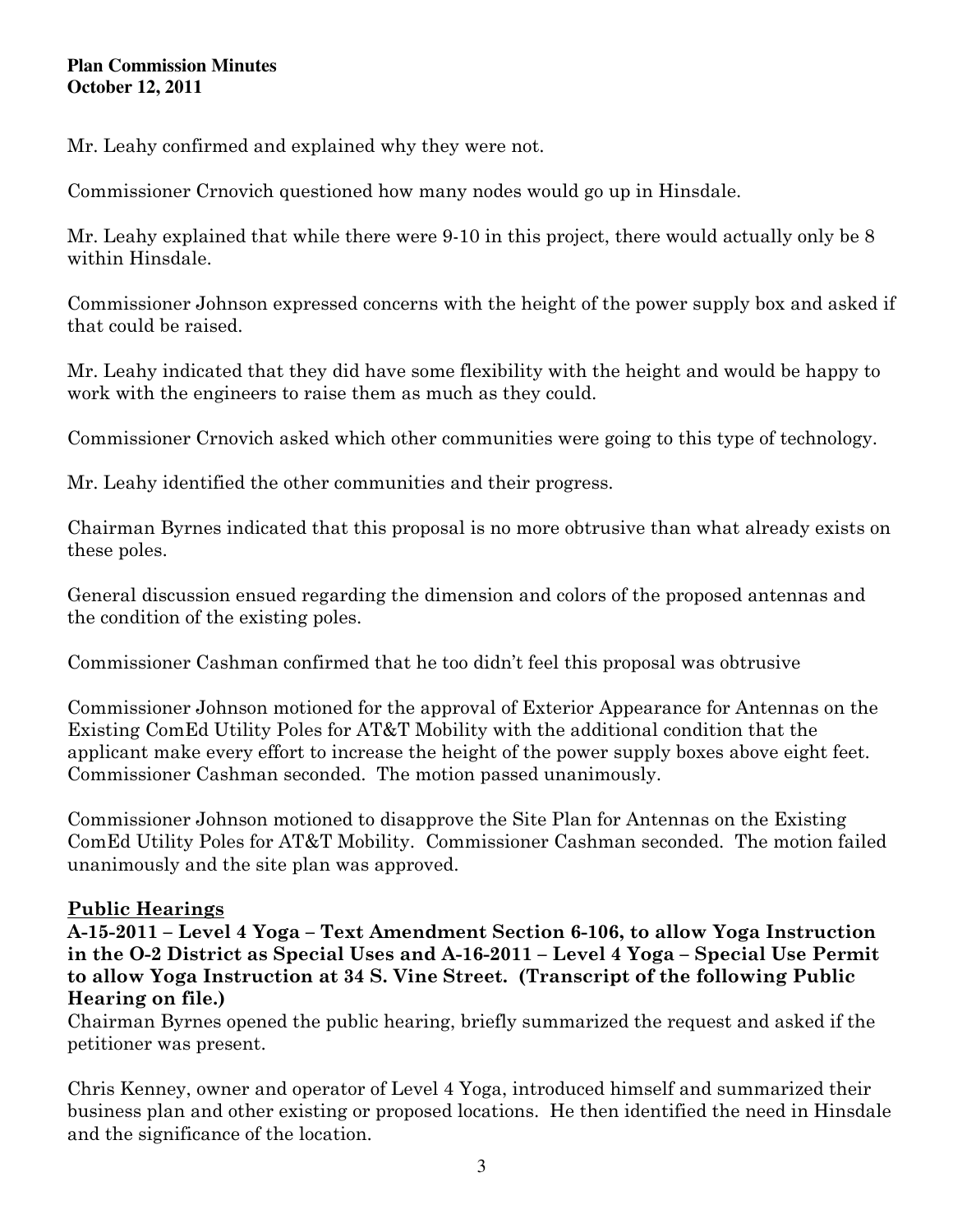Mr. Leahy confirmed and explained why they were not.

Commissioner Crnovich questioned how many nodes would go up in Hinsdale.

Mr. Leahy explained that while there were 9-10 in this project, there would actually only be 8 within Hinsdale.

Commissioner Johnson expressed concerns with the height of the power supply box and asked if that could be raised.

Mr. Leahy indicated that they did have some flexibility with the height and would be happy to work with the engineers to raise them as much as they could.

Commissioner Crnovich asked which other communities were going to this type of technology.

Mr. Leahy identified the other communities and their progress.

Chairman Byrnes indicated that this proposal is no more obtrusive than what already exists on these poles.

General discussion ensued regarding the dimension and colors of the proposed antennas and the condition of the existing poles.

Commissioner Cashman confirmed that he too didn't feel this proposal was obtrusive

Commissioner Johnson motioned for the approval of Exterior Appearance for Antennas on the Existing ComEd Utility Poles for AT&T Mobility with the additional condition that the applicant make every effort to increase the height of the power supply boxes above eight feet. Commissioner Cashman seconded. The motion passed unanimously.

Commissioner Johnson motioned to disapprove the Site Plan for Antennas on the Existing ComEd Utility Poles for AT&T Mobility. Commissioner Cashman seconded. The motion failed unanimously and the site plan was approved.

## Public Hearings

**A-15-2011 – Level 4 Yoga – Text Amendment Section 6-106, to allow Yoga Instruction in the O-2 District as Special Uses and A-16-2011 – Level 4 Yoga – Special Use Permit to allow Yoga Instruction at 34 S. Vine Street. (Transcript of the following Public Hearing on file.)**

Chairman Byrnes opened the public hearing, briefly summarized the request and asked if the petitioner was present.

Chris Kenney, owner and operator of Level 4 Yoga, introduced himself and summarized their business plan and other existing or proposed locations. He then identified the need in Hinsdale and the significance of the location.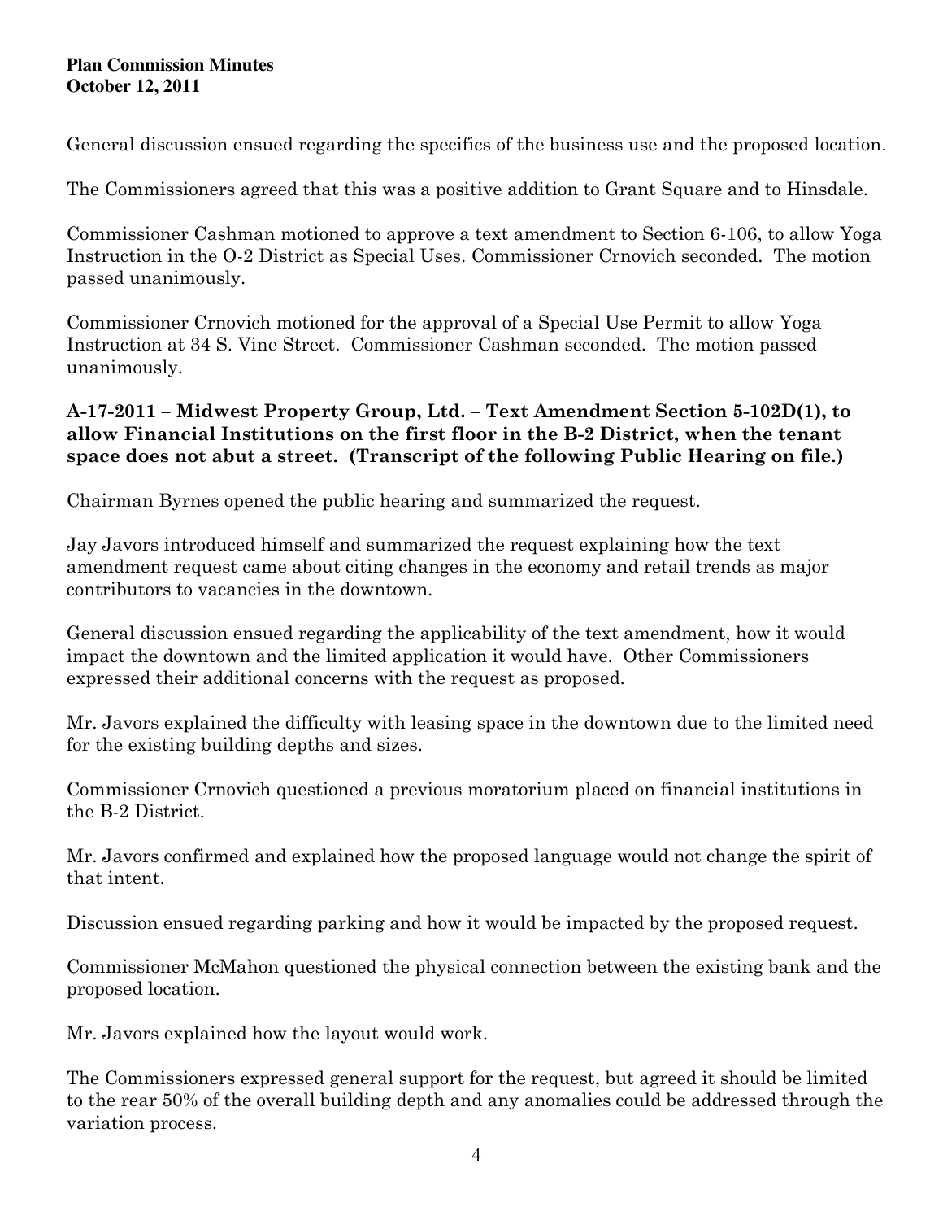General discussion ensued regarding the specifics of the business use and the proposed location.

The Commissioners agreed that this was a positive addition to Grant Square and to Hinsdale.

Commissioner Cashman motioned to approve a text amendment to Section 6-106, to allow Yoga Instruction in the O-2 District as Special Uses. Commissioner Crnovich seconded. The motion passed unanimously.

Commissioner Crnovich motioned for the approval of a Special Use Permit to allow Yoga Instruction at 34 S. Vine Street. Commissioner Cashman seconded. The motion passed unanimously.

**A-17-2011 – Midwest Property Group, Ltd. – Text Amendment Section 5-102D(1), to allow Financial Institutions on the first floor in the B-2 District, when the tenant space does not abut a street. (Transcript of the following Public Hearing on file.)**

Chairman Byrnes opened the public hearing and summarized the request.

Jay Javors introduced himself and summarized the request explaining how the text amendment request came about citing changes in the economy and retail trends as major contributors to vacancies in the downtown.

General discussion ensued regarding the applicability of the text amendment, how it would impact the downtown and the limited application it would have. Other Commissioners expressed their additional concerns with the request as proposed.

Mr. Javors explained the difficulty with leasing space in the downtown due to the limited need for the existing building depths and sizes.

Commissioner Crnovich questioned a previous moratorium placed on financial institutions in the B-2 District.

Mr. Javors confirmed and explained how the proposed language would not change the spirit of that intent.

Discussion ensued regarding parking and how it would be impacted by the proposed request.

Commissioner McMahon questioned the physical connection between the existing bank and the proposed location.

Mr. Javors explained how the layout would work.

The Commissioners expressed general support for the request, but agreed it should be limited to the rear 50% of the overall building depth and any anomalies could be addressed through the variation process.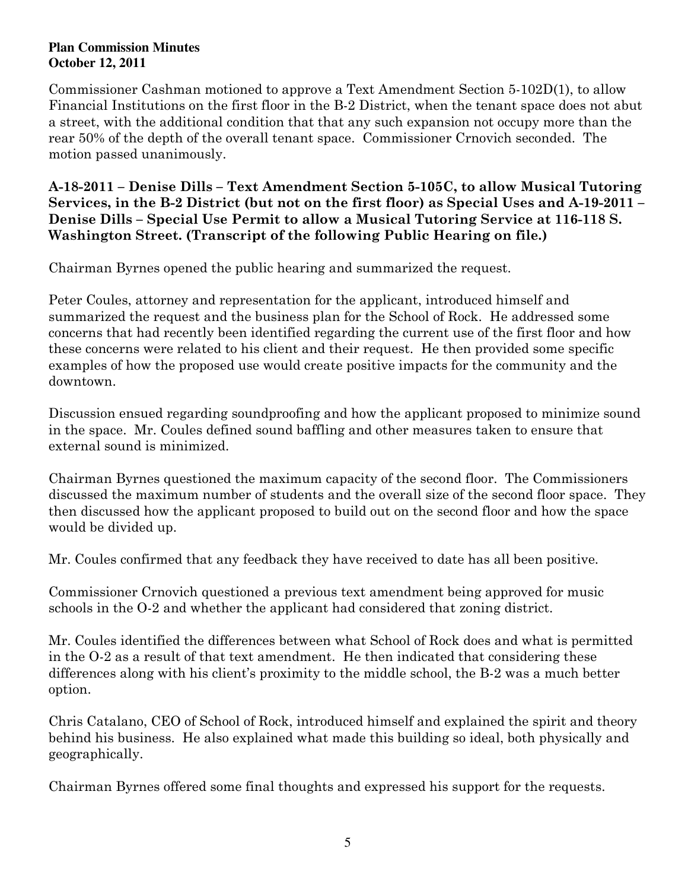Commissioner Cashman motioned to approve a Text Amendment Section 5-102D(1), to allow Financial Institutions on the first floor in the B-2 District, when the tenant space does not abut a street, with the additional condition that that any such expansion not occupy more than the rear 50% of the depth of the overall tenant space. Commissioner Crnovich seconded. The motion passed unanimously.

**A-18-2011 – Denise Dills – Text Amendment Section 5-105C, to allow Musical Tutoring Services, in the B-2 District (but not on the first floor) as Special Uses and A-19-2011 – Denise Dills – Special Use Permit to allow a Musical Tutoring Service at 116-118 S. Washington Street. (Transcript of the following Public Hearing on file.)**

Chairman Byrnes opened the public hearing and summarized the request.

Peter Coules, attorney and representation for the applicant, introduced himself and summarized the request and the business plan for the School of Rock. He addressed some concerns that had recently been identified regarding the current use of the first floor and how these concerns were related to his client and their request. He then provided some specific examples of how the proposed use would create positive impacts for the community and the downtown.

Discussion ensued regarding soundproofing and how the applicant proposed to minimize sound in the space. Mr. Coules defined sound baffling and other measures taken to ensure that external sound is minimized.

Chairman Byrnes questioned the maximum capacity of the second floor. The Commissioners discussed the maximum number of students and the overall size of the second floor space. They then discussed how the applicant proposed to build out on the second floor and how the space would be divided up.

Mr. Coules confirmed that any feedback they have received to date has all been positive.

Commissioner Crnovich questioned a previous text amendment being approved for music schools in the O-2 and whether the applicant had considered that zoning district.

Mr. Coules identified the differences between what School of Rock does and what is permitted in the O-2 as a result of that text amendment. He then indicated that considering these differences along with his client's proximity to the middle school, the B-2 was a much better option.

Chris Catalano, CEO of School of Rock, introduced himself and explained the spirit and theory behind his business. He also explained what made this building so ideal, both physically and geographically.

Chairman Byrnes offered some final thoughts and expressed his support for the requests.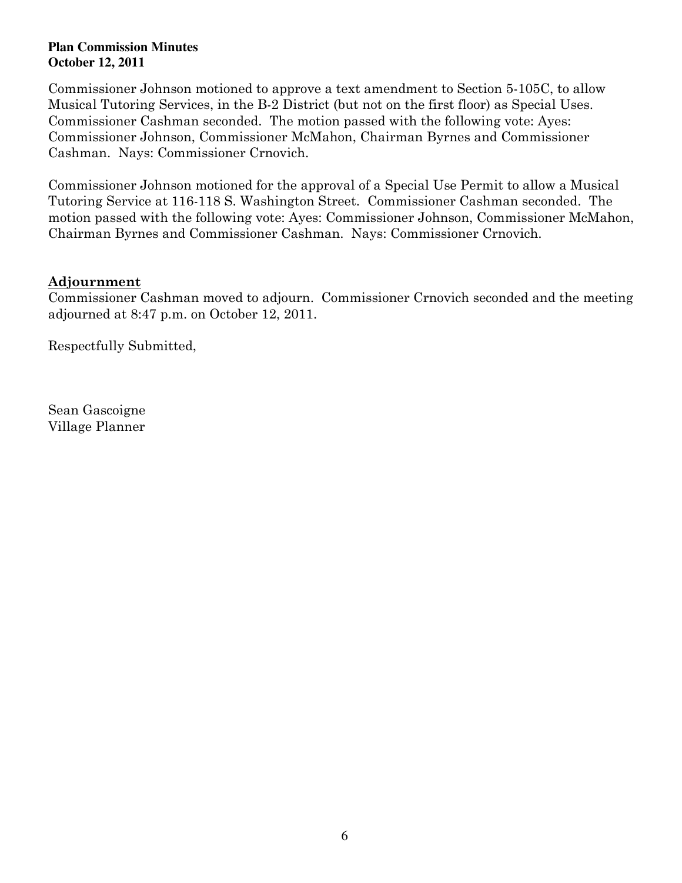Commissioner Johnson motioned to approve a text amendment to Section 5-105C, to allow Musical Tutoring Services, in the B-2 District (but not on the first floor) as Special Uses. Commissioner Cashman seconded. The motion passed with the following vote: Ayes: Commissioner Johnson, Commissioner McMahon, Chairman Byrnes and Commissioner Cashman. Nays: Commissioner Crnovich.

Commissioner Johnson motioned for the approval of a Special Use Permit to allow a Musical Tutoring Service at 116-118 S. Washington Street. Commissioner Cashman seconded. The motion passed with the following vote: Ayes: Commissioner Johnson, Commissioner McMahon, Chairman Byrnes and Commissioner Cashman. Nays: Commissioner Crnovich.

## Adjournment

Commissioner Cashman moved to adjourn. Commissioner Crnovich seconded and the meeting adjourned at 8:47 p.m. on October 12, 2011.

Respectfully Submitted,

Sean Gascoigne
Village Planner